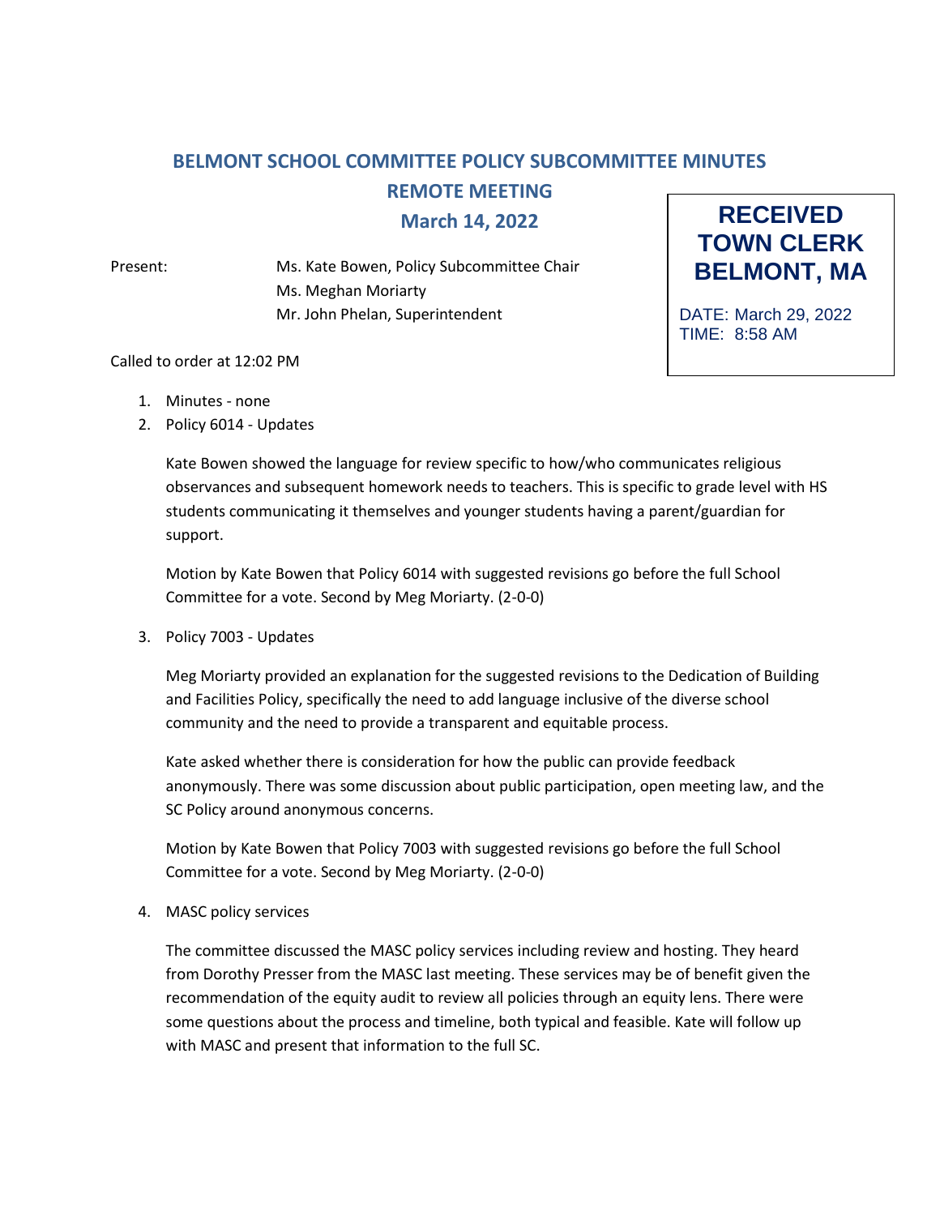# BELMONT SCHOOL COMMITTEE POLICY SUBCOMMITTEE MINUTES

## REMOTE MEETING

## March 14, 2022

**RECEIVED TOWN CLERK BELMONT, MA**

DATE: March 29, 2022
TIME: 8:58 AM

Present: Ms. Kate Bowen, Policy Subcommittee Chair
Ms. Meghan Moriarty
Mr. John Phelan, Superintendent

Called to order at 12:02 PM

1. Minutes - none
2. Policy 6014 - Updates

   Kate Bowen showed the language for review specific to how/who communicates religious observances and subsequent homework needs to teachers. This is specific to grade level with HS students communicating it themselves and younger students having a parent/guardian for support.

   Motion by Kate Bowen that Policy 6014 with suggested revisions go before the full School Committee for a vote. Second by Meg Moriarty. (2-0-0)

3. Policy 7003 - Updates

   Meg Moriarty provided an explanation for the suggested revisions to the Dedication of Building and Facilities Policy, specifically the need to add language inclusive of the diverse school community and the need to provide a transparent and equitable process.

   Kate asked whether there is consideration for how the public can provide feedback anonymously. There was some discussion about public participation, open meeting law, and the SC Policy around anonymous concerns.

   Motion by Kate Bowen that Policy 7003 with suggested revisions go before the full School Committee for a vote. Second by Meg Moriarty. (2-0-0)

4. MASC policy services

   The committee discussed the MASC policy services including review and hosting. They heard from Dorothy Presser from the MASC last meeting. These services may be of benefit given the recommendation of the equity audit to review all policies through an equity lens. There were some questions about the process and timeline, both typical and feasible. Kate will follow up with MASC and present that information to the full SC.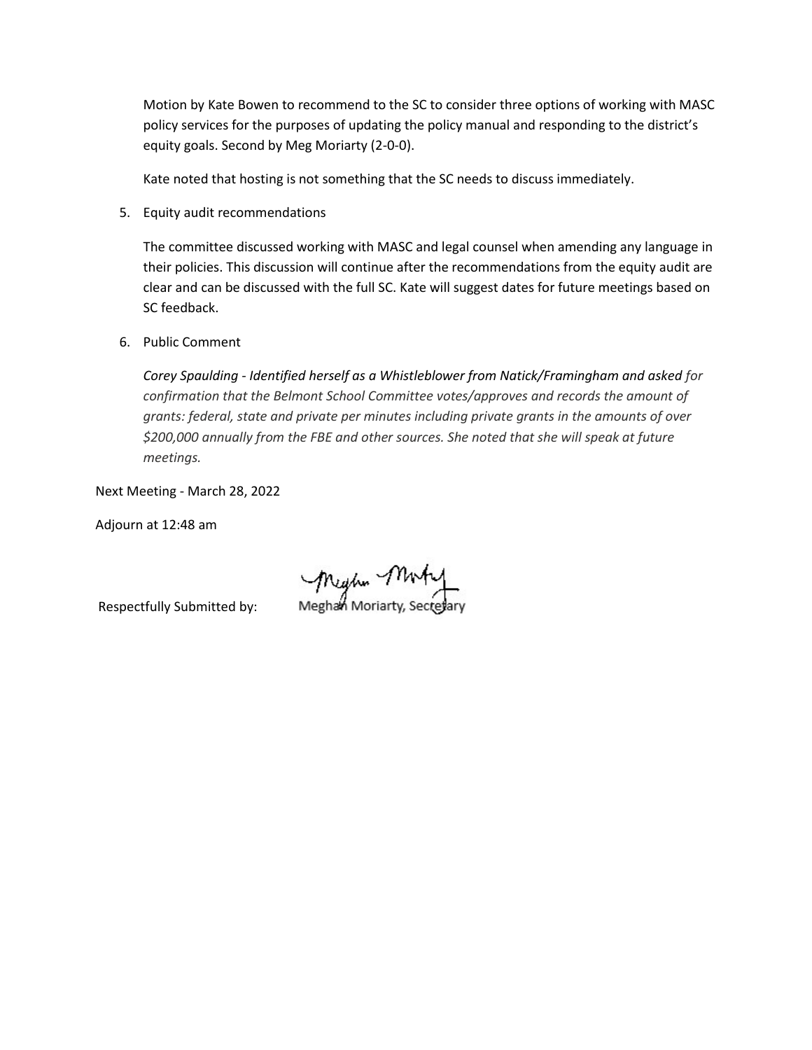Motion by Kate Bowen to recommend to the SC to consider three options of working with MASC policy services for the purposes of updating the policy manual and responding to the district's equity goals. Second by Meg Moriarty (2-0-0).

Kate noted that hosting is not something that the SC needs to discuss immediately.

5. Equity audit recommendations

   The committee discussed working with MASC and legal counsel when amending any language in their policies. This discussion will continue after the recommendations from the equity audit are clear and can be discussed with the full SC. Kate will suggest dates for future meetings based on SC feedback.

6. Public Comment

   *Corey Spaulding - Identified herself as a Whistleblower from Natick/Framingham and asked for confirmation that the Belmont School Committee votes/approves and records the amount of grants: federal, state and private per minutes including private grants in the amounts of over $200,000 annually from the FBE and other sources. She noted that she will speak at future meetings.*

Next Meeting - March 28, 2022

Adjourn at 12:48 am

Respectfully Submitted by: Meghan Moriarty, Secretary